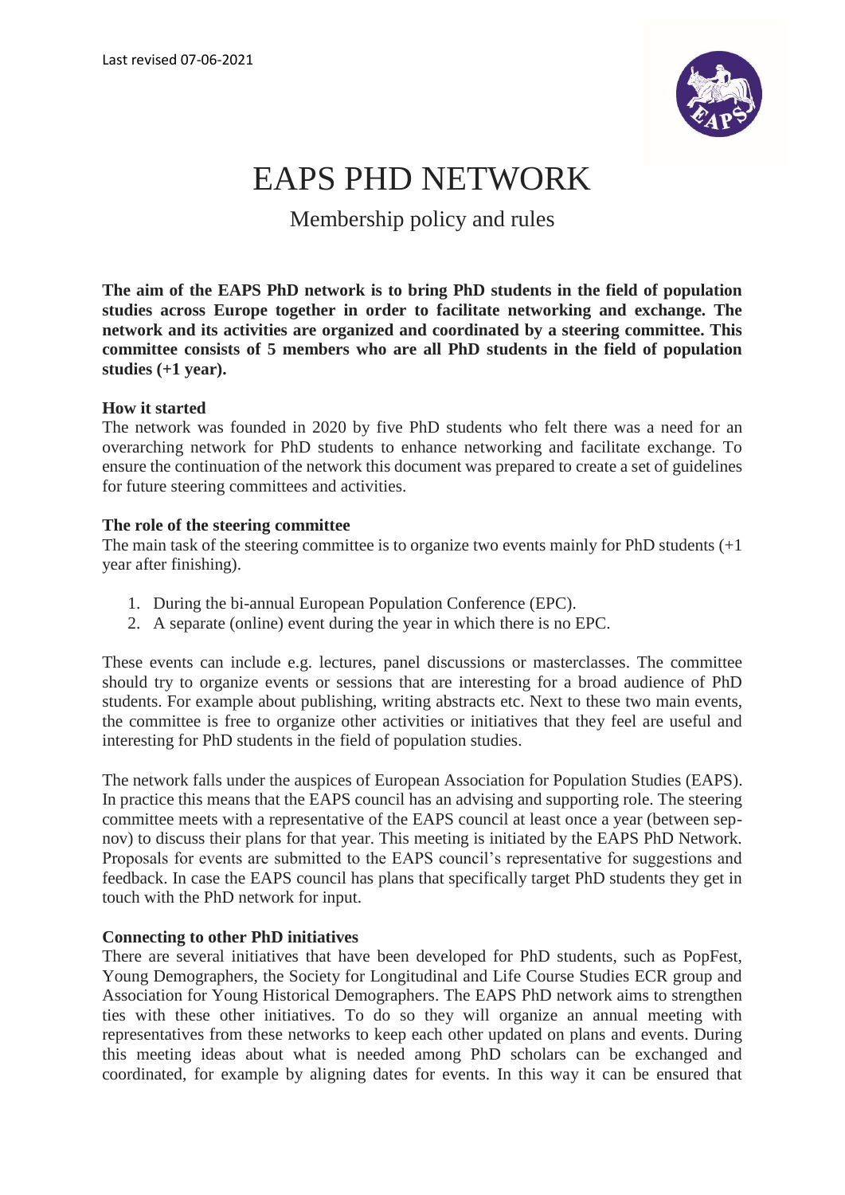Last revised 07-06-2021

# EAPS PHD NETWORK

## Membership policy and rules

**The aim of the EAPS PhD network is to bring PhD students in the field of population studies across Europe together in order to facilitate networking and exchange. The network and its activities are organized and coordinated by a steering committee. This committee consists of 5 members who are all PhD students in the field of population studies (+1 year).**

### How it started

The network was founded in 2020 by five PhD students who felt there was a need for an overarching network for PhD students to enhance networking and facilitate exchange. To ensure the continuation of the network this document was prepared to create a set of guidelines for future steering committees and activities.

### The role of the steering committee

The main task of the steering committee is to organize two events mainly for PhD students (+1 year after finishing).

1. During the bi-annual European Population Conference (EPC).
2. A separate (online) event during the year in which there is no EPC.

These events can include e.g. lectures, panel discussions or masterclasses. The committee should try to organize events or sessions that are interesting for a broad audience of PhD students. For example about publishing, writing abstracts etc. Next to these two main events, the committee is free to organize other activities or initiatives that they feel are useful and interesting for PhD students in the field of population studies.

The network falls under the auspices of European Association for Population Studies (EAPS). In practice this means that the EAPS council has an advising and supporting role. The steering committee meets with a representative of the EAPS council at least once a year (between sep-nov) to discuss their plans for that year. This meeting is initiated by the EAPS PhD Network. Proposals for events are submitted to the EAPS council's representative for suggestions and feedback. In case the EAPS council has plans that specifically target PhD students they get in touch with the PhD network for input.

### Connecting to other PhD initiatives

There are several initiatives that have been developed for PhD students, such as PopFest, Young Demographers, the Society for Longitudinal and Life Course Studies ECR group and Association for Young Historical Demographers. The EAPS PhD network aims to strengthen ties with these other initiatives. To do so they will organize an annual meeting with representatives from these networks to keep each other updated on plans and events. During this meeting ideas about what is needed among PhD scholars can be exchanged and coordinated, for example by aligning dates for events. In this way it can be ensured that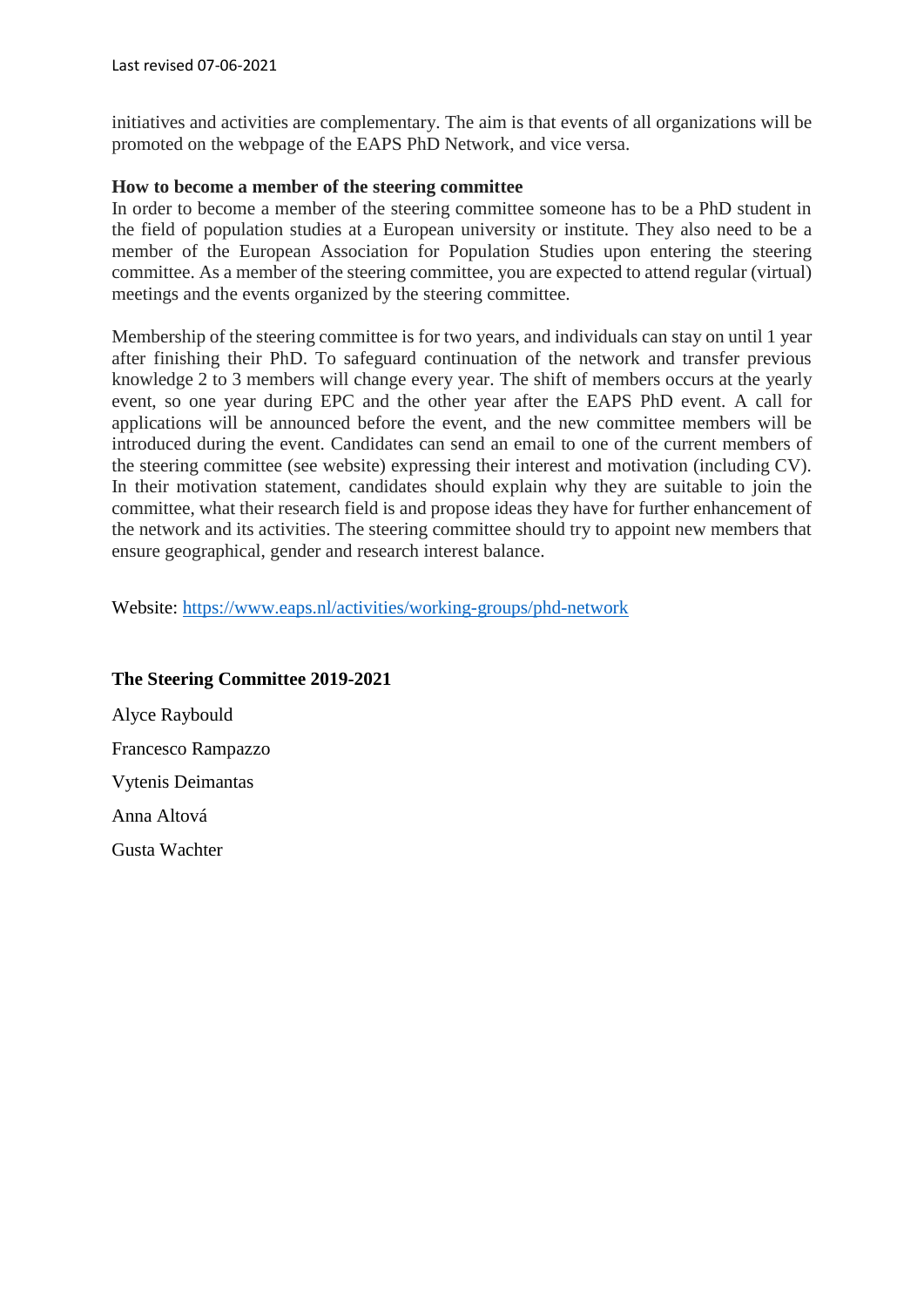initiatives and activities are complementary. The aim is that events of all organizations will be promoted on the webpage of the EAPS PhD Network, and vice versa.

**How to become a member of the steering committee**

In order to become a member of the steering committee someone has to be a PhD student in the field of population studies at a European university or institute. They also need to be a member of the European Association for Population Studies upon entering the steering committee. As a member of the steering committee, you are expected to attend regular (virtual) meetings and the events organized by the steering committee.

Membership of the steering committee is for two years, and individuals can stay on until 1 year after finishing their PhD. To safeguard continuation of the network and transfer previous knowledge 2 to 3 members will change every year. The shift of members occurs at the yearly event, so one year during EPC and the other year after the EAPS PhD event. A call for applications will be announced before the event, and the new committee members will be introduced during the event. Candidates can send an email to one of the current members of the steering committee (see website) expressing their interest and motivation (including CV). In their motivation statement, candidates should explain why they are suitable to join the committee, what their research field is and propose ideas they have for further enhancement of the network and its activities. The steering committee should try to appoint new members that ensure geographical, gender and research interest balance.

Website: https://www.eaps.nl/activities/working-groups/phd-network

**The Steering Committee 2019-2021**

Alyce Raybould

Francesco Rampazzo

Vytenis Deimantas

Anna Altová

Gusta Wachter